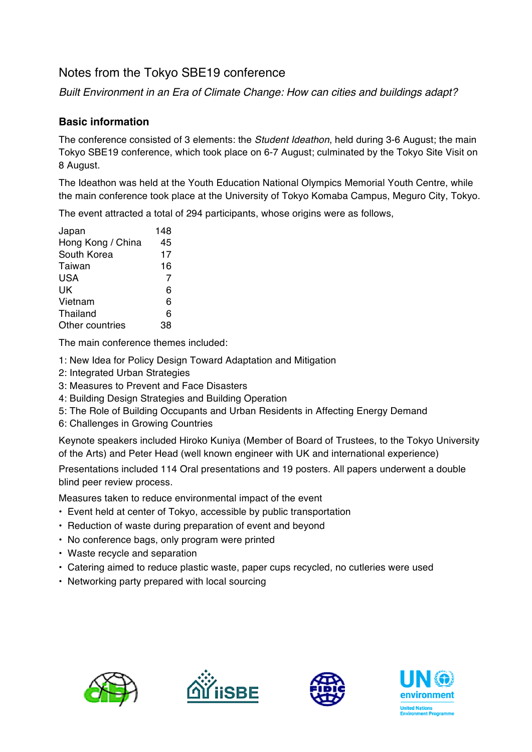# Notes from the Tokyo SBE19 conference

*Built Environment in an Era of Climate Change: How can cities and buildings adapt?*

## Basic information

The conference consisted of 3 elements: the *Student Ideathon*, held during 3-6 August; the main Tokyo SBE19 conference, which took place on 6-7 August; culminated by the Tokyo Site Visit on 8 August.

The Ideathon was held at the Youth Education National Olympics Memorial Youth Centre, while the main conference took place at the University of Tokyo Komaba Campus, Meguro City, Tokyo.

The event attracted a total of 294 participants, whose origins were as follows,

| | |
|---|---|
| Japan | 148 |
| Hong Kong / China | 45 |
| South Korea | 17 |
| Taiwan | 16 |
| USA | 7 |
| UK | 6 |
| Vietnam | 6 |
| Thailand | 6 |
| Other countries | 38 |

The main conference themes included:

1: New Idea for Policy Design Toward Adaptation and Mitigation
2: Integrated Urban Strategies
3: Measures to Prevent and Face Disasters
4: Building Design Strategies and Building Operation
5: The Role of Building Occupants and Urban Residents in Affecting Energy Demand
6: Challenges in Growing Countries

Keynote speakers included Hiroko Kuniya (Member of Board of Trustees, to the Tokyo University of the Arts) and Peter Head (well known engineer with UK and international experience)

Presentations included 114 Oral presentations and 19 posters. All papers underwent a double blind peer review process.

Measures taken to reduce environmental impact of the event

- Event held at center of Tokyo, accessible by public transportation
- Reduction of waste during preparation of event and beyond
- No conference bags, only program were printed
- Waste recycle and separation
- Catering aimed to reduce plastic waste, paper cups recycled, no cutleries were used
- Networking party prepared with local sourcing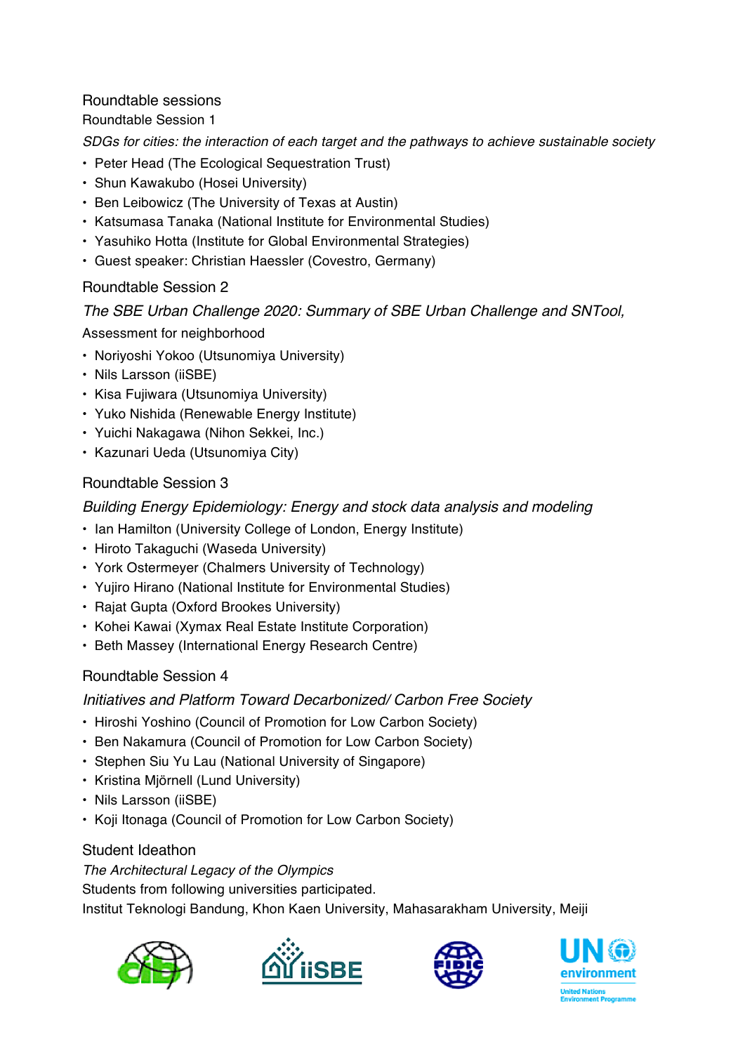## Roundtable sessions

### Roundtable Session 1

*SDGs for cities: the interaction of each target and the pathways to achieve sustainable society*

- Peter Head (The Ecological Sequestration Trust)
- Shun Kawakubo (Hosei University)
- Ben Leibowicz (The University of Texas at Austin)
- Katsumasa Tanaka (National Institute for Environmental Studies)
- Yasuhiko Hotta (Institute for Global Environmental Strategies)
- Guest speaker: Christian Haessler (Covestro, Germany)

### Roundtable Session 2

*The SBE Urban Challenge 2020: Summary of SBE Urban Challenge and SNTool,*
Assessment for neighborhood

- Noriyoshi Yokoo (Utsunomiya University)
- Nils Larsson (iiSBE)
- Kisa Fujiwara (Utsunomiya University)
- Yuko Nishida (Renewable Energy Institute)
- Yuichi Nakagawa (Nihon Sekkei, Inc.)
- Kazunari Ueda (Utsunomiya City)

### Roundtable Session 3

*Building Energy Epidemiology: Energy and stock data analysis and modeling*

- Ian Hamilton (University College of London, Energy Institute)
- Hiroto Takaguchi (Waseda University)
- York Ostermeyer (Chalmers University of Technology)
- Yujiro Hirano (National Institute for Environmental Studies)
- Rajat Gupta (Oxford Brookes University)
- Kohei Kawai (Xymax Real Estate Institute Corporation)
- Beth Massey (International Energy Research Centre)

### Roundtable Session 4

*Initiatives and Platform Toward Decarbonized/ Carbon Free Society*

- Hiroshi Yoshino (Council of Promotion for Low Carbon Society)
- Ben Nakamura (Council of Promotion for Low Carbon Society)
- Stephen Siu Yu Lau (National University of Singapore)
- Kristina Mjörnell (Lund University)
- Nils Larsson (iiSBE)
- Koji Itonaga (Council of Promotion for Low Carbon Society)

### Student Ideathon

*The Architectural Legacy of the Olympics*

Students from following universities participated.

Institut Teknologi Bandung, Khon Kaen University, Mahasarakham University, Meiji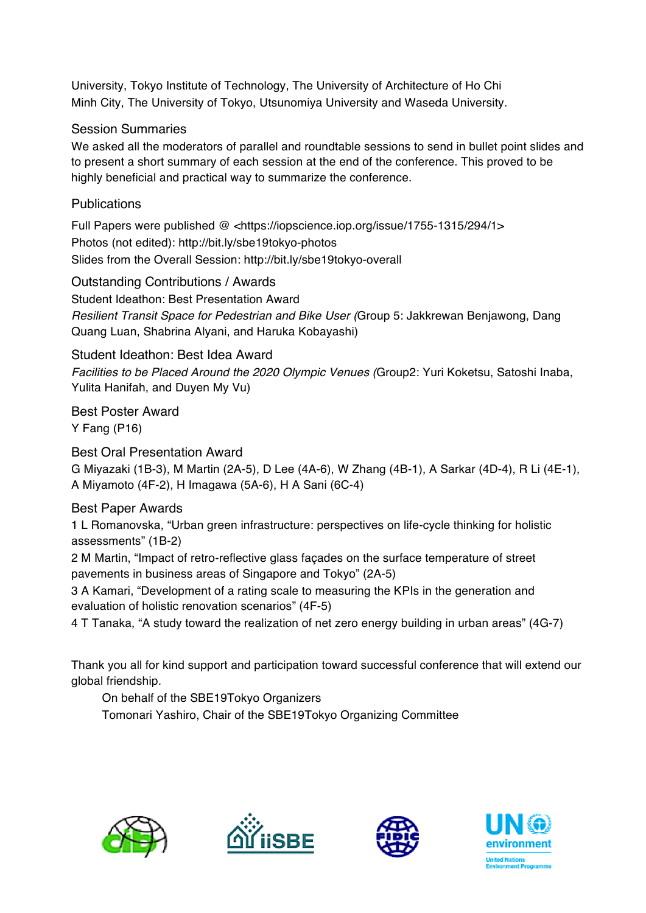University, Tokyo Institute of Technology, The University of Architecture of Ho Chi Minh City, The University of Tokyo, Utsunomiya University and Waseda University.

## Session Summaries

We asked all the moderators of parallel and roundtable sessions to send in bullet point slides and to present a short summary of each session at the end of the conference. This proved to be highly beneficial and practical way to summarize the conference.

## Publications

Full Papers were published @ <https://iopscience.iop.org/issue/1755-1315/294/1>
Photos (not edited): http://bit.ly/sbe19tokyo-photos
Slides from the Overall Session: http://bit.ly/sbe19tokyo-overall

## Outstanding Contributions / Awards

Student Ideathon: Best Presentation Award
*Resilient Transit Space for Pedestrian and Bike User (*Group 5: Jakkrewan Benjawong, Dang Quang Luan, Shabrina Alyani, and Haruka Kobayashi)

## Student Ideathon: Best Idea Award

*Facilities to be Placed Around the 2020 Olympic Venues (*Group2: Yuri Koketsu, Satoshi Inaba, Yulita Hanifah, and Duyen My Vu)

## Best Poster Award

Y Fang (P16)

## Best Oral Presentation Award

G Miyazaki (1B-3), M Martin (2A-5), D Lee (4A-6), W Zhang (4B-1), A Sarkar (4D-4), R Li (4E-1), A Miyamoto (4F-2), H Imagawa (5A-6), H A Sani (6C-4)

## Best Paper Awards

1 L Romanovska, “Urban green infrastructure: perspectives on life-cycle thinking for holistic assessments” (1B-2)
2 M Martin, “Impact of retro-reflective glass façades on the surface temperature of street pavements in business areas of Singapore and Tokyo” (2A-5)
3 A Kamari, “Development of a rating scale to measuring the KPIs in the generation and evaluation of holistic renovation scenarios” (4F-5)
4 T Tanaka, “A study toward the realization of net zero energy building in urban areas” (4G-7)

Thank you all for kind support and participation toward successful conference that will extend our global friendship.

On behalf of the SBE19Tokyo Organizers
Tomonari Yashiro, Chair of the SBE19Tokyo Organizing Committee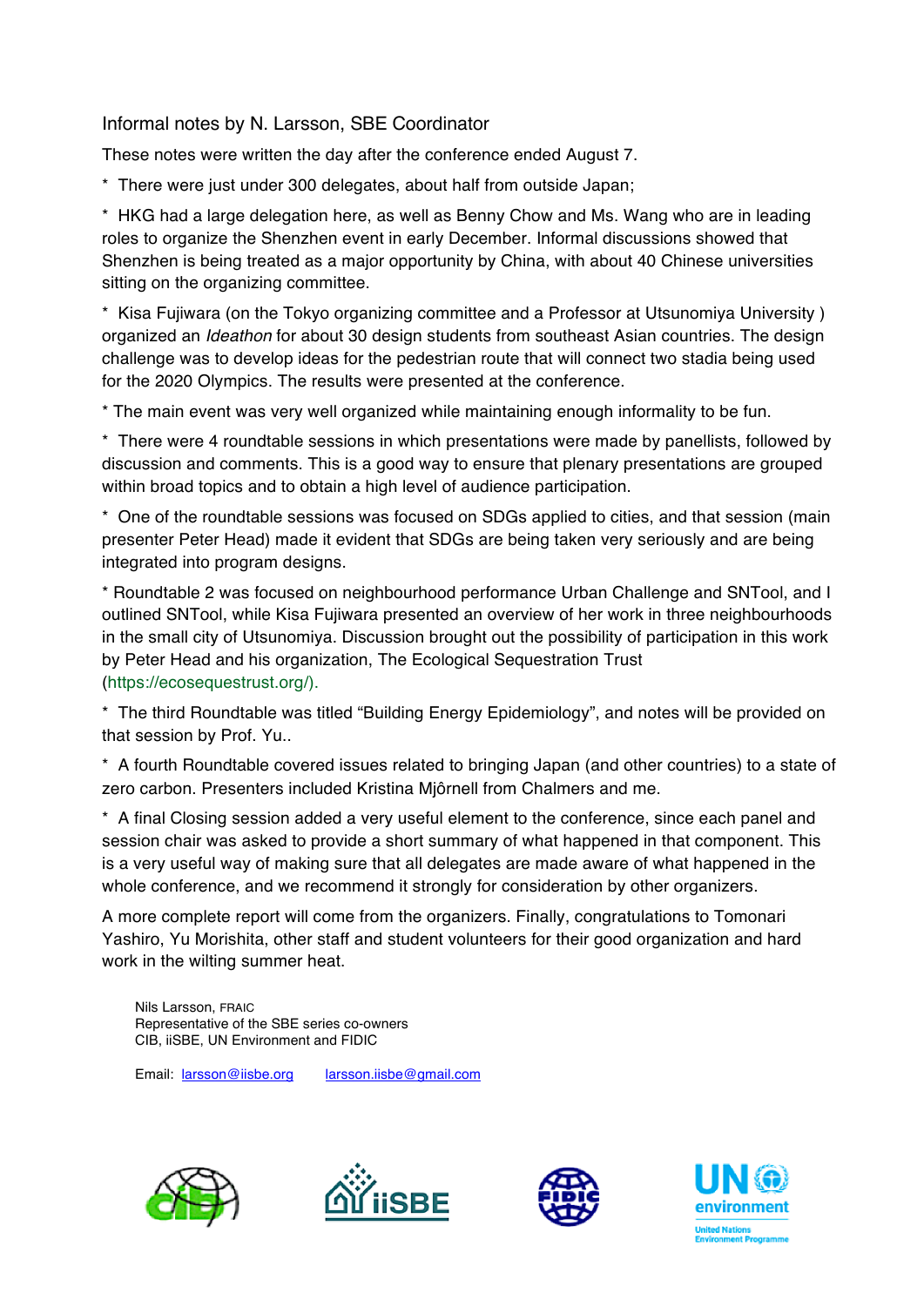Informal notes by N. Larsson, SBE Coordinator

These notes were written the day after the conference ended August 7.

* There were just under 300 delegates, about half from outside Japan;

* HKG had a large delegation here, as well as Benny Chow and Ms. Wang who are in leading roles to organize the Shenzhen event in early December. Informal discussions showed that Shenzhen is being treated as a major opportunity by China, with about 40 Chinese universities sitting on the organizing committee.

* Kisa Fujiwara (on the Tokyo organizing committee and a Professor at Utsunomiya University ) organized an *Ideathon* for about 30 design students from southeast Asian countries. The design challenge was to develop ideas for the pedestrian route that will connect two stadia being used for the 2020 Olympics. The results were presented at the conference.

* The main event was very well organized while maintaining enough informality to be fun.

* There were 4 roundtable sessions in which presentations were made by panellists, followed by discussion and comments. This is a good way to ensure that plenary presentations are grouped within broad topics and to obtain a high level of audience participation.

* One of the roundtable sessions was focused on SDGs applied to cities, and that session (main presenter Peter Head) made it evident that SDGs are being taken very seriously and are being integrated into program designs.

* Roundtable 2 was focused on neighbourhood performance Urban Challenge and SNTool, and I outlined SNTool, while Kisa Fujiwara presented an overview of her work in three neighbourhoods in the small city of Utsunomiya. Discussion brought out the possibility of participation in this work by Peter Head and his organization, The Ecological Sequestration Trust (https://ecosequestrust.org/).

* The third Roundtable was titled "Building Energy Epidemiology", and notes will be provided on that session by Prof. Yu..

* A fourth Roundtable covered issues related to bringing Japan (and other countries) to a state of zero carbon. Presenters included Kristina Mjôrnell from Chalmers and me.

* A final Closing session added a very useful element to the conference, since each panel and session chair was asked to provide a short summary of what happened in that component. This is a very useful way of making sure that all delegates are made aware of what happened in the whole conference, and we recommend it strongly for consideration by other organizers.

A more complete report will come from the organizers. Finally, congratulations to Tomonari Yashiro, Yu Morishita, other staff and student volunteers for their good organization and hard work in the wilting summer heat.

Nils Larsson, FRAIC
Representative of the SBE series co-owners
CIB, iiSBE, UN Environment and FIDIC

Email: larsson@iisbe.org larsson.iisbe@gmail.com